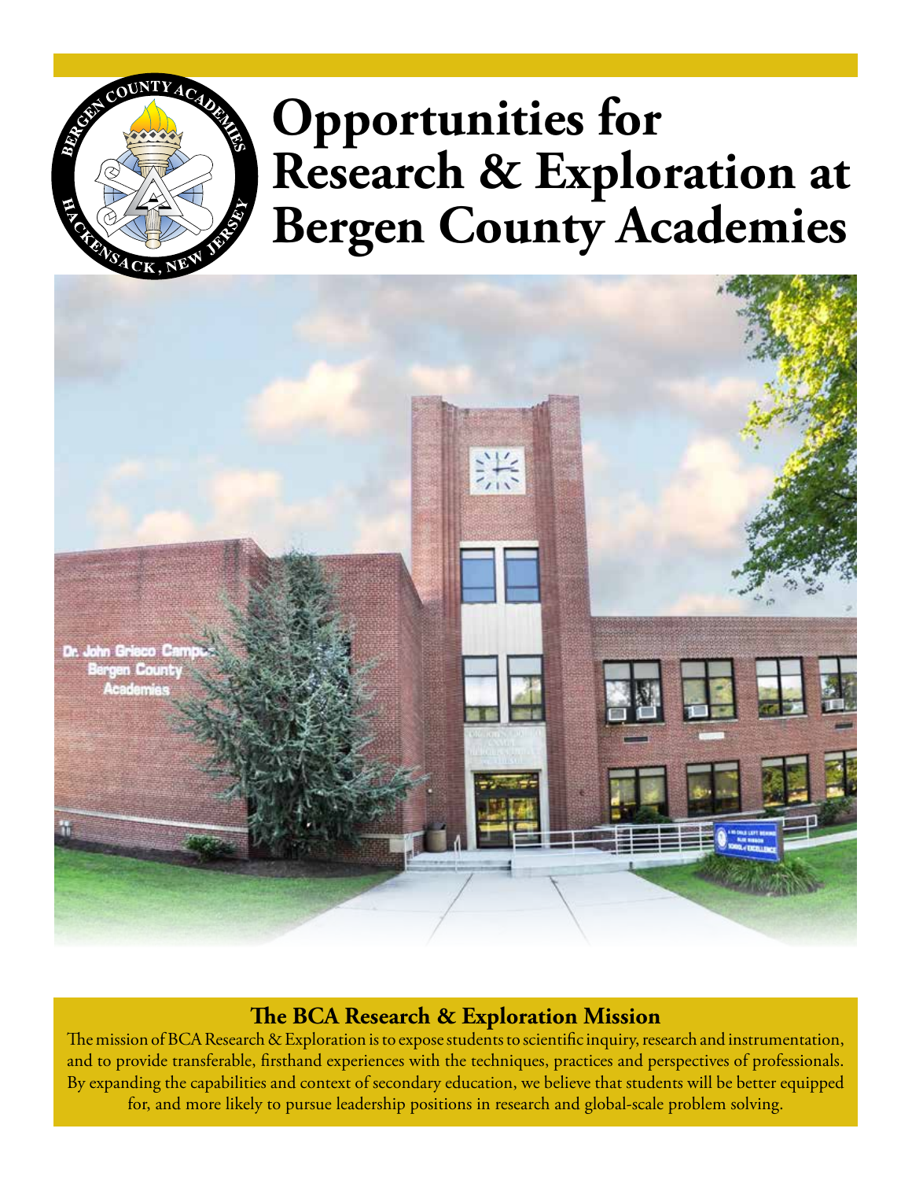# Opportunities for Research & Exploration at Bergen County Academies

## The BCA Research & Exploration Mission

The mission of BCA Research & Exploration is to expose students to scientific inquiry, research and instrumentation, and to provide transferable, firsthand experiences with the techniques, practices and perspectives of professionals. By expanding the capabilities and context of secondary education, we believe that students will be better equipped for, and more likely to pursue leadership positions in research and global-scale problem solving.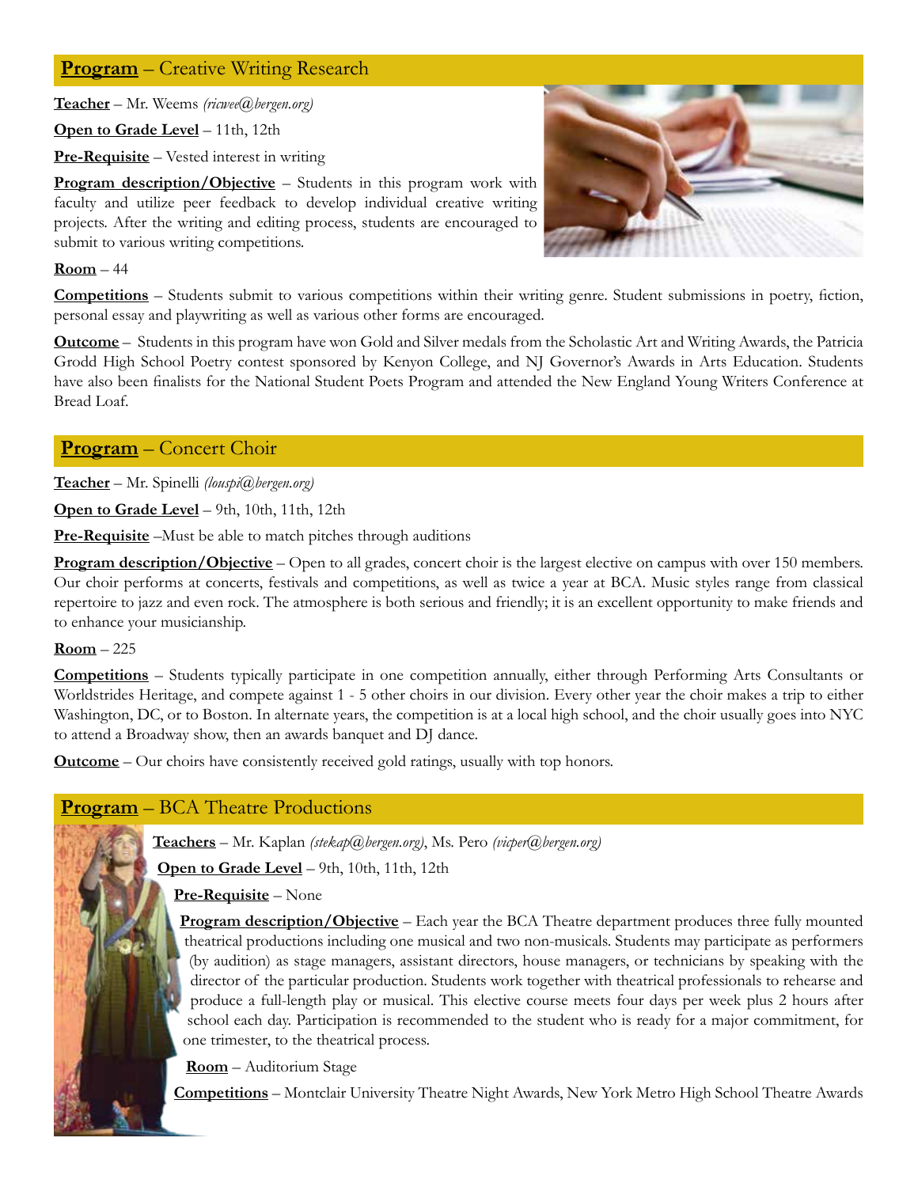## **Program** – Creative Writing Research

**Teacher** – Mr. Weems *(ricwee@bergen.org)*

**Open to Grade Level** – 11th, 12th

**Pre-Requisite** – Vested interest in writing

**Program description/Objective** – Students in this program work with faculty and utilize peer feedback to develop individual creative writing projects. After the writing and editing process, students are encouraged to submit to various writing competitions.

**Room** – 44

**Competitions** – Students submit to various competitions within their writing genre. Student submissions in poetry, fiction, personal essay and playwriting as well as various other forms are encouraged.

**Outcome** – Students in this program have won Gold and Silver medals from the Scholastic Art and Writing Awards, the Patricia Grodd High School Poetry contest sponsored by Kenyon College, and NJ Governor's Awards in Arts Education. Students have also been finalists for the National Student Poets Program and attended the New England Young Writers Conference at Bread Loaf.

## **Program** – Concert Choir

**Teacher** – Mr. Spinelli *(louspi@bergen.org)*

**Open to Grade Level** – 9th, 10th, 11th, 12th

**Pre-Requisite** –Must be able to match pitches through auditions

**Program description/Objective** – Open to all grades, concert choir is the largest elective on campus with over 150 members. Our choir performs at concerts, festivals and competitions, as well as twice a year at BCA. Music styles range from classical repertoire to jazz and even rock. The atmosphere is both serious and friendly; it is an excellent opportunity to make friends and to enhance your musicianship.

**Room** – 225

**Competitions** – Students typically participate in one competition annually, either through Performing Arts Consultants or Worldstrides Heritage, and compete against 1 - 5 other choirs in our division. Every other year the choir makes a trip to either Washington, DC, or to Boston. In alternate years, the competition is at a local high school, and the choir usually goes into NYC to attend a Broadway show, then an awards banquet and DJ dance.

**Outcome** – Our choirs have consistently received gold ratings, usually with top honors.

## **Program** – BCA Theatre Productions

**Teachers** – Mr. Kaplan *(stekap@bergen.org)*, Ms. Pero *(vicper@bergen.org)*

**Open to Grade Level** – 9th, 10th, 11th, 12th

**Pre-Requisite** – None

**Program description/Objective** – Each year the BCA Theatre department produces three fully mounted theatrical productions including one musical and two non-musicals. Students may participate as performers (by audition) as stage managers, assistant directors, house managers, or technicians by speaking with the director of the particular production. Students work together with theatrical professionals to rehearse and produce a full-length play or musical. This elective course meets four days per week plus 2 hours after school each day. Participation is recommended to the student who is ready for a major commitment, for one trimester, to the theatrical process.

**Room** – Auditorium Stage

**Competitions** – Montclair University Theatre Night Awards, New York Metro High School Theatre Awards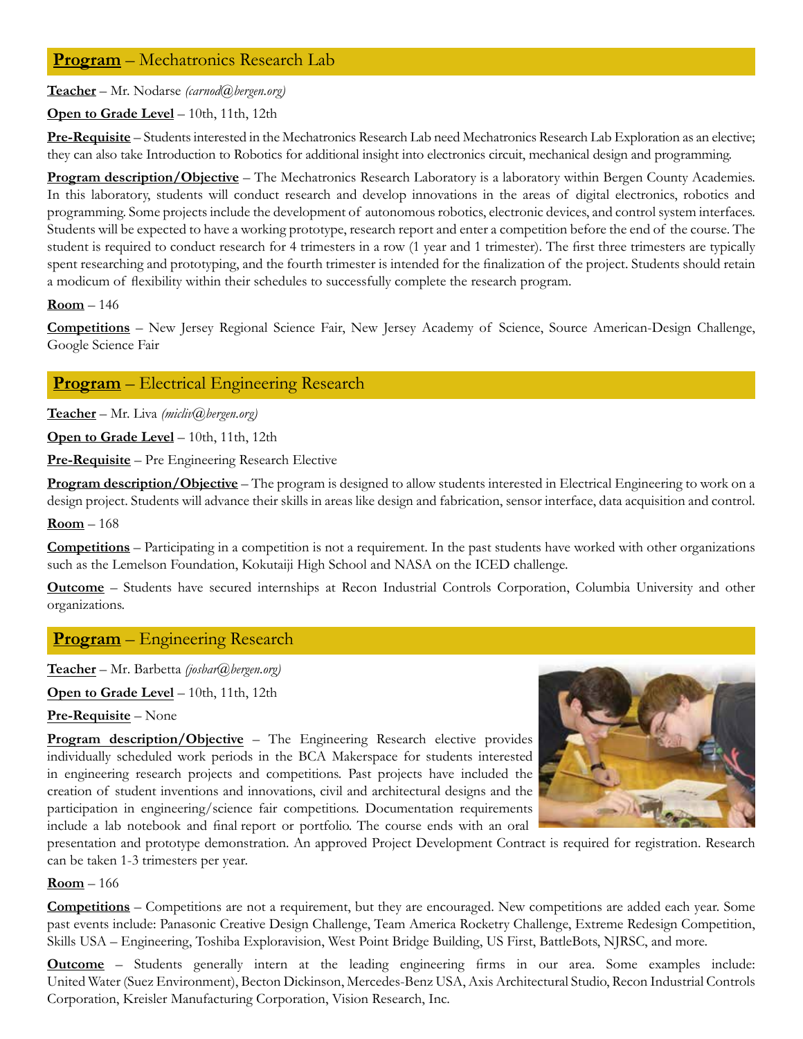## **Program** – Mechatronics Research Lab

**Teacher** – Mr. Nodarse *(carnod@bergen.org)*

**Open to Grade Level** – 10th, 11th, 12th

**Pre-Requisite** – Students interested in the Mechatronics Research Lab need Mechatronics Research Lab Exploration as an elective; they can also take Introduction to Robotics for additional insight into electronics circuit, mechanical design and programming.

**Program description/Objective** – The Mechatronics Research Laboratory is a laboratory within Bergen County Academies. In this laboratory, students will conduct research and develop innovations in the areas of digital electronics, robotics and programming. Some projects include the development of autonomous robotics, electronic devices, and control system interfaces. Students will be expected to have a working prototype, research report and enter a competition before the end of the course. The student is required to conduct research for 4 trimesters in a row (1 year and 1 trimester). The first three trimesters are typically spent researching and prototyping, and the fourth trimester is intended for the finalization of the project. Students should retain a modicum of flexibility within their schedules to successfully complete the research program.

**Room** – 146

**Competitions** – New Jersey Regional Science Fair, New Jersey Academy of Science, Source American-Design Challenge, Google Science Fair

## **Program** – Electrical Engineering Research

**Teacher** – Mr. Liva *(micliv@bergen.org)*

**Open to Grade Level** – 10th, 11th, 12th

**Pre-Requisite** – Pre Engineering Research Elective

**Program description/Objective** – The program is designed to allow students interested in Electrical Engineering to work on a design project. Students will advance their skills in areas like design and fabrication, sensor interface, data acquisition and control.

**Room** – 168

**Competitions** – Participating in a competition is not a requirement. In the past students have worked with other organizations such as the Lemelson Foundation, Kokutaiji High School and NASA on the ICED challenge.

**Outcome** – Students have secured internships at Recon Industrial Controls Corporation, Columbia University and other organizations.

## **Program** – Engineering Research

**Teacher** – Mr. Barbetta *(josbar@bergen.org)*

**Open to Grade Level** – 10th, 11th, 12th

**Pre-Requisite** – None

**Program description/Objective** – The Engineering Research elective provides individually scheduled work periods in the BCA Makerspace for students interested in engineering research projects and competitions. Past projects have included the creation of student inventions and innovations, civil and architectural designs and the participation in engineering/science fair competitions. Documentation requirements include a lab notebook and final report or portfolio. The course ends with an oral presentation and prototype demonstration. An approved Project Development Contract is required for registration. Research can be taken 1-3 trimesters per year.

**Room** – 166

**Competitions** – Competitions are not a requirement, but they are encouraged. New competitions are added each year. Some past events include: Panasonic Creative Design Challenge, Team America Rocketry Challenge, Extreme Redesign Competition, Skills USA – Engineering, Toshiba Exploravision, West Point Bridge Building, US First, BattleBots, NJRSC, and more.

**Outcome** – Students generally intern at the leading engineering firms in our area. Some examples include: United Water (Suez Environment), Becton Dickinson, Mercedes-Benz USA, Axis Architectural Studio, Recon Industrial Controls Corporation, Kreisler Manufacturing Corporation, Vision Research, Inc.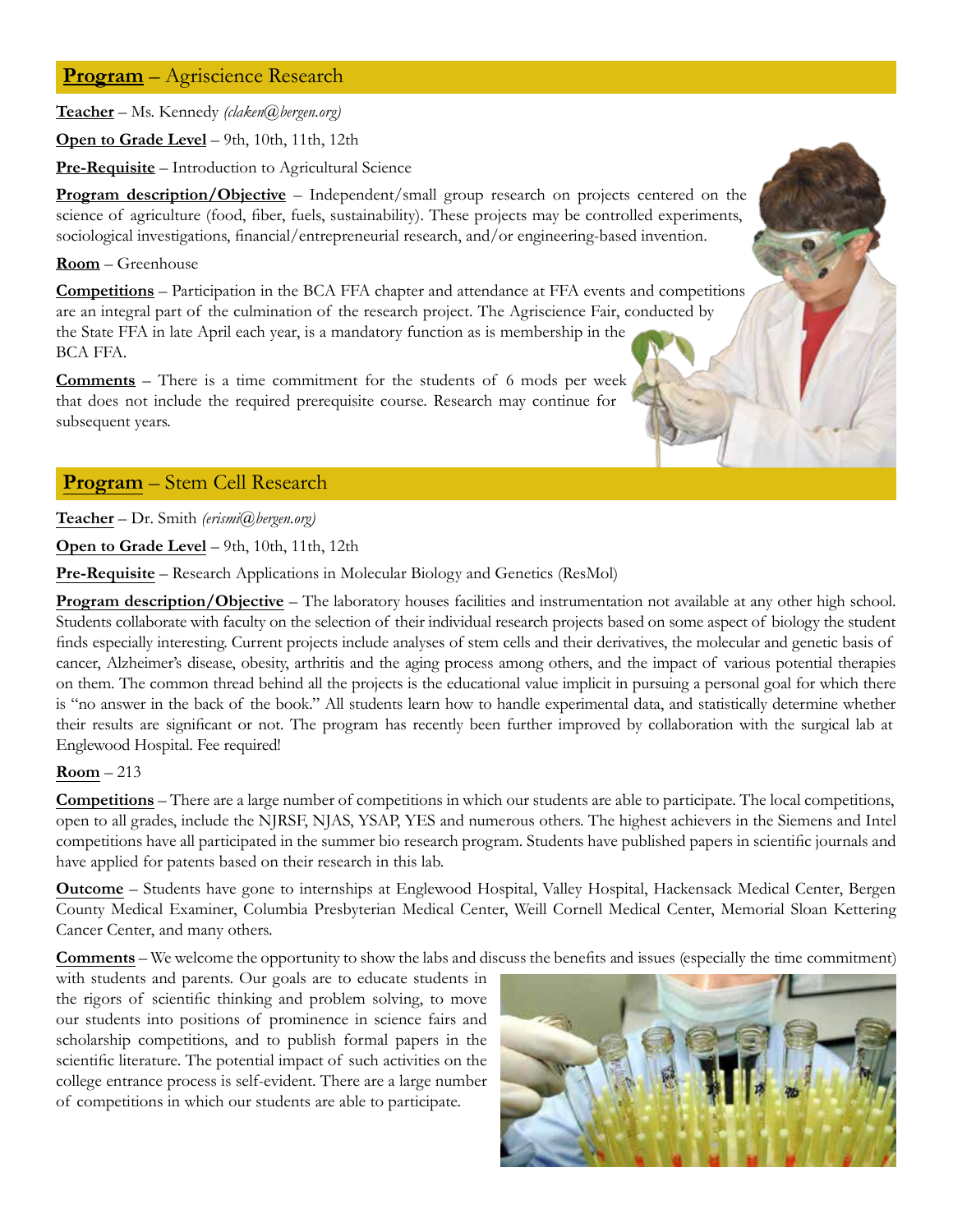## **Program** – Agriscience Research

**Teacher** – Ms. Kennedy *(claken@bergen.org)*

**Open to Grade Level** – 9th, 10th, 11th, 12th

**Pre-Requisite** – Introduction to Agricultural Science

**Program description/Objective** – Independent/small group research on projects centered on the science of agriculture (food, fiber, fuels, sustainability). These projects may be controlled experiments, sociological investigations, financial/entrepreneurial research, and/or engineering-based invention.

**Room** – Greenhouse

**Competitions** – Participation in the BCA FFA chapter and attendance at FFA events and competitions are an integral part of the culmination of the research project. The Agriscience Fair, conducted by the State FFA in late April each year, is a mandatory function as is membership in the BCA FFA.

**Comments** – There is a time commitment for the students of 6 mods per week that does not include the required prerequisite course. Research may continue for subsequent years.

## **Program** – Stem Cell Research

**Teacher** – Dr. Smith *(erismi@bergen.org)*

**Open to Grade Level** – 9th, 10th, 11th, 12th

**Pre-Requisite** – Research Applications in Molecular Biology and Genetics (ResMol)

**Program description/Objective** – The laboratory houses facilities and instrumentation not available at any other high school. Students collaborate with faculty on the selection of their individual research projects based on some aspect of biology the student finds especially interesting. Current projects include analyses of stem cells and their derivatives, the molecular and genetic basis of cancer, Alzheimer's disease, obesity, arthritis and the aging process among others, and the impact of various potential therapies on them. The common thread behind all the projects is the educational value implicit in pursuing a personal goal for which there is "no answer in the back of the book." All students learn how to handle experimental data, and statistically determine whether their results are significant or not. The program has recently been further improved by collaboration with the surgical lab at Englewood Hospital. Fee required!

**Room** – 213

**Competitions** – There are a large number of competitions in which our students are able to participate. The local competitions, open to all grades, include the NJRSF, NJAS, YSAP, YES and numerous others. The highest achievers in the Siemens and Intel competitions have all participated in the summer bio research program. Students have published papers in scientific journals and have applied for patents based on their research in this lab.

**Outcome** – Students have gone to internships at Englewood Hospital, Valley Hospital, Hackensack Medical Center, Bergen County Medical Examiner, Columbia Presbyterian Medical Center, Weill Cornell Medical Center, Memorial Sloan Kettering Cancer Center, and many others.

**Comments** – We welcome the opportunity to show the labs and discuss the benefits and issues (especially the time commitment) with students and parents. Our goals are to educate students in the rigors of scientific thinking and problem solving, to move our students into positions of prominence in science fairs and scholarship competitions, and to publish formal papers in the scientific literature. The potential impact of such activities on the college entrance process is self-evident. There are a large number of competitions in which our students are able to participate.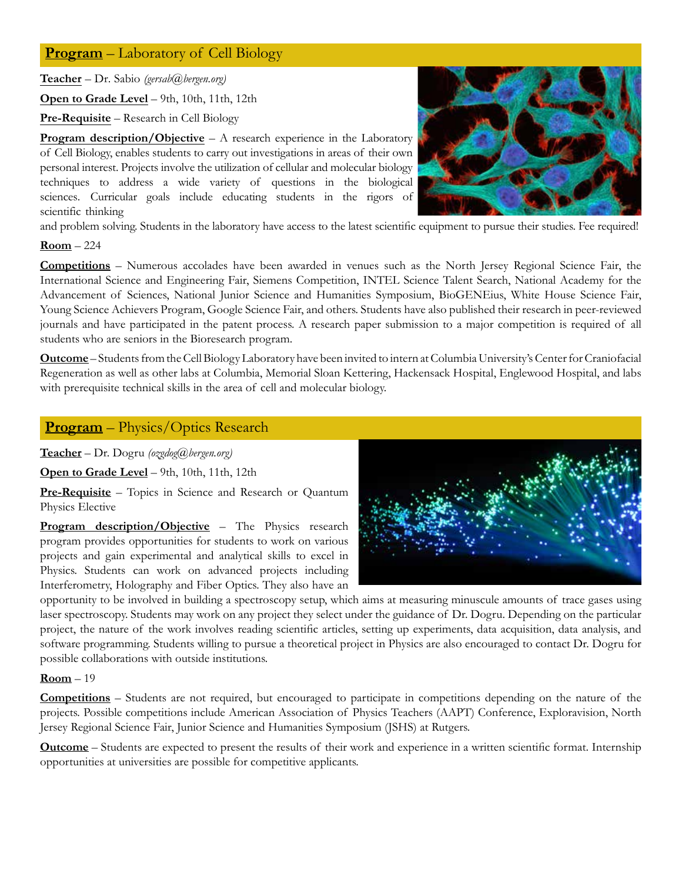## **Program** – Laboratory of Cell Biology

**Teacher** – Dr. Sabio *(gersab@bergen.org)*

**Open to Grade Level** – 9th, 10th, 11th, 12th

**Pre-Requisite** – Research in Cell Biology

**Program description/Objective** – A research experience in the Laboratory of Cell Biology, enables students to carry out investigations in areas of their own personal interest. Projects involve the utilization of cellular and molecular biology techniques to address a wide variety of questions in the biological sciences. Curricular goals include educating students in the rigors of scientific thinking and problem solving. Students in the laboratory have access to the latest scientific equipment to pursue their studies. Fee required!

**Room** – 224

**Competitions** – Numerous accolades have been awarded in venues such as the North Jersey Regional Science Fair, the International Science and Engineering Fair, Siemens Competition, INTEL Science Talent Search, National Academy for the Advancement of Sciences, National Junior Science and Humanities Symposium, BioGENEius, White House Science Fair, Young Science Achievers Program, Google Science Fair, and others. Students have also published their research in peer-reviewed journals and have participated in the patent process. A research paper submission to a major competition is required of all students who are seniors in the Bioresearch program.

**Outcome** – Students from the Cell Biology Laboratory have been invited to intern at Columbia University's Center for Craniofacial Regeneration as well as other labs at Columbia, Memorial Sloan Kettering, Hackensack Hospital, Englewood Hospital, and labs with prerequisite technical skills in the area of cell and molecular biology.

## **Program** – Physics/Optics Research

**Teacher** – Dr. Dogru *(ozgdog@bergen.org)*

**Open to Grade Level** – 9th, 10th, 11th, 12th

**Pre-Requisite** – Topics in Science and Research or Quantum Physics Elective

**Program description/Objective** – The Physics research program provides opportunities for students to work on various projects and gain experimental and analytical skills to excel in Physics. Students can work on advanced projects including Interferometry, Holography and Fiber Optics. They also have an opportunity to be involved in building a spectroscopy setup, which aims at measuring minuscule amounts of trace gases using laser spectroscopy. Students may work on any project they select under the guidance of Dr. Dogru. Depending on the particular project, the nature of the work involves reading scientific articles, setting up experiments, data acquisition, data analysis, and software programming. Students willing to pursue a theoretical project in Physics are also encouraged to contact Dr. Dogru for possible collaborations with outside institutions.

**Room** – 19

**Competitions** – Students are not required, but encouraged to participate in competitions depending on the nature of the projects. Possible competitions include American Association of Physics Teachers (AAPT) Conference, Exploravision, North Jersey Regional Science Fair, Junior Science and Humanities Symposium (JSHS) at Rutgers.

**Outcome** – Students are expected to present the results of their work and experience in a written scientific format. Internship opportunities at universities are possible for competitive applicants.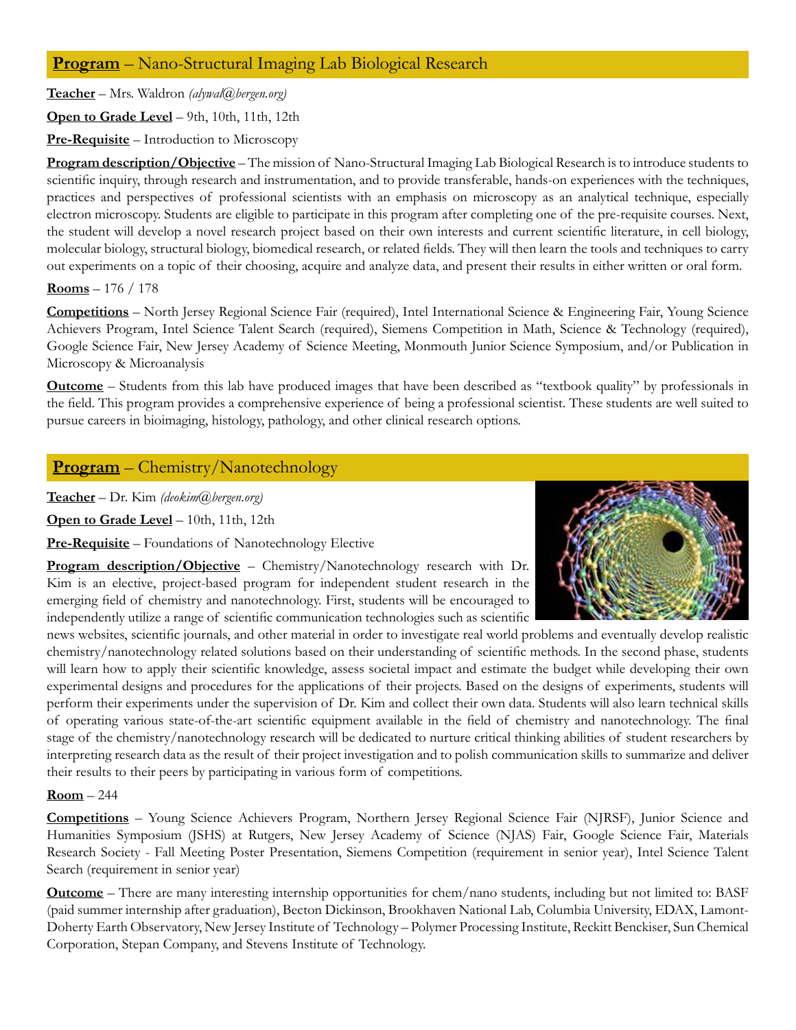## **Program** – Nano-Structural Imaging Lab Biological Research

**Teacher** – Mrs. Waldron *(alywal@bergen.org)*

**Open to Grade Level** – 9th, 10th, 11th, 12th

**Pre-Requisite** – Introduction to Microscopy

**Program description/Objective** – The mission of Nano-Structural Imaging Lab Biological Research is to introduce students to scientific inquiry, through research and instrumentation, and to provide transferable, hands-on experiences with the techniques, practices and perspectives of professional scientists with an emphasis on microscopy as an analytical technique, especially electron microscopy. Students are eligible to participate in this program after completing one of the pre-requisite courses. Next, the student will develop a novel research project based on their own interests and current scientific literature, in cell biology, molecular biology, structural biology, biomedical research, or related fields. They will then learn the tools and techniques to carry out experiments on a topic of their choosing, acquire and analyze data, and present their results in either written or oral form.

**Rooms** – 176 / 178

**Competitions** – North Jersey Regional Science Fair (required), Intel International Science & Engineering Fair, Young Science Achievers Program, Intel Science Talent Search (required), Siemens Competition in Math, Science & Technology (required), Google Science Fair, New Jersey Academy of Science Meeting, Monmouth Junior Science Symposium, and/or Publication in Microscopy & Microanalysis

**Outcome** – Students from this lab have produced images that have been described as "textbook quality" by professionals in the field. This program provides a comprehensive experience of being a professional scientist. These students are well suited to pursue careers in bioimaging, histology, pathology, and other clinical research options.

## **Program** – Chemistry/Nanotechnology

**Teacher** – Dr. Kim *(deokim@bergen.org)*

**Open to Grade Level** – 10th, 11th, 12th

**Pre-Requisite** – Foundations of Nanotechnology Elective

**Program description/Objective** – Chemistry/Nanotechnology research with Dr. Kim is an elective, project-based program for independent student research in the emerging field of chemistry and nanotechnology. First, students will be encouraged to independently utilize a range of scientific communication technologies such as scientific news websites, scientific journals, and other material in order to investigate real world problems and eventually develop realistic chemistry/nanotechnology related solutions based on their understanding of scientific methods. In the second phase, students will learn how to apply their scientific knowledge, assess societal impact and estimate the budget while developing their own experimental designs and procedures for the applications of their projects. Based on the designs of experiments, students will perform their experiments under the supervision of Dr. Kim and collect their own data. Students will also learn technical skills of operating various state-of-the-art scientific equipment available in the field of chemistry and nanotechnology. The final stage of the chemistry/nanotechnology research will be dedicated to nurture critical thinking abilities of student researchers by interpreting research data as the result of their project investigation and to polish communication skills to summarize and deliver their results to their peers by participating in various form of competitions.

**Room** – 244

**Competitions** – Young Science Achievers Program, Northern Jersey Regional Science Fair (NJRSF), Junior Science and Humanities Symposium (JSHS) at Rutgers, New Jersey Academy of Science (NJAS) Fair, Google Science Fair, Materials Research Society - Fall Meeting Poster Presentation, Siemens Competition (requirement in senior year), Intel Science Talent Search (requirement in senior year)

**Outcome** – There are many interesting internship opportunities for chem/nano students, including but not limited to: BASF (paid summer internship after graduation), Becton Dickinson, Brookhaven National Lab, Columbia University, EDAX, Lamont-Doherty Earth Observatory, New Jersey Institute of Technology – Polymer Processing Institute, Reckitt Benckiser, Sun Chemical Corporation, Stepan Company, and Stevens Institute of Technology.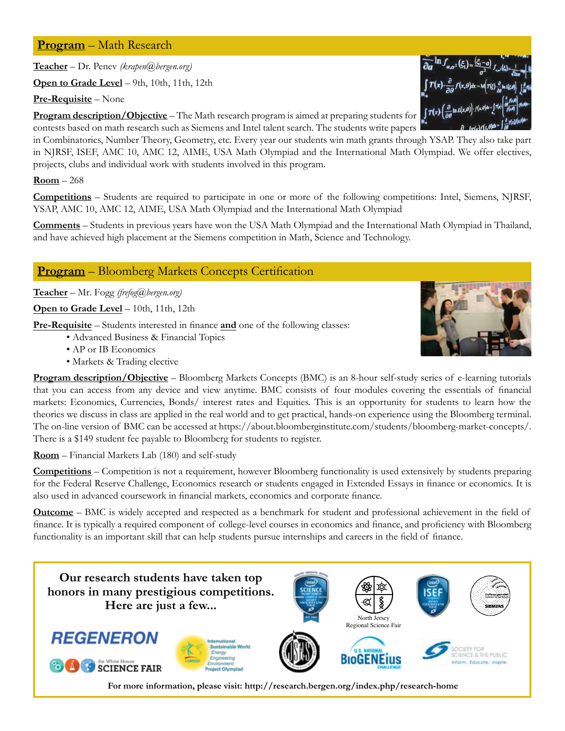## **Program** – Math Research

**Teacher** – Dr. Penev *(krapen@bergen.org)*

**Open to Grade Level** – 9th, 10th, 11th, 12th

**Pre-Requisite** – None

**Program description/Objective** – The Math research program is aimed at preparing students for contests based on math research such as Siemens and Intel talent search. The students write papers in Combinatorics, Number Theory, Geometry, etc. Every year our students win math grants through YSAP. They also take part in NJRSF, ISEF, AMC 10, AMC 12, AIME, USA Math Olympiad and the International Math Olympiad. We offer electives, projects, clubs and individual work with students involved in this program.

**Room** – 268

**Competitions** – Students are required to participate in one or more of the following competitions: Intel, Siemens, NJRSF, YSAP, AMC 10, AMC 12, AIME, USA Math Olympiad and the International Math Olympiad

**Comments** – Students in previous years have won the USA Math Olympiad and the International Math Olympiad in Thailand, and have achieved high placement at the Siemens competition in Math, Science and Technology.

## **Program** – Bloomberg Markets Concepts Certification

**Teacher** – Mr. Fogg *(frefog@bergen.org)*

**Open to Grade Level** – 10th, 11th, 12th

**Pre-Requisite** – Students interested in finance **and** one of the following classes:

- Advanced Business & Financial Topics
- AP or IB Economics
- Markets & Trading elective

**Program description/Objective** – Bloomberg Markets Concepts (BMC) is an 8-hour self-study series of e-learning tutorials that you can access from any device and view anytime. BMC consists of four modules covering the essentials of financial markets: Economics, Currencies, Bonds/ interest rates and Equities. This is an opportunity for students to learn how the theories we discuss in class are applied in the real world and to get practical, hands-on experience using the Bloomberg terminal. The on-line version of BMC can be accessed at https://about.bloomberginstitute.com/students/bloomberg-market-concepts/. There is a $149 student fee payable to Bloomberg for students to register.

**Room** – Financial Markets Lab (180) and self-study

**Competitions** – Competition is not a requirement, however Bloomberg functionality is used extensively by students preparing for the Federal Reserve Challenge, Economics research or students engaged in Extended Essays in finance or economics. It is also used in advanced coursework in financial markets, economics and corporate finance.

**Outcome** – BMC is widely accepted and respected as a benchmark for student and professional achievement in the field of finance. It is typically a required component of college-level courses in economics and finance, and proficiency with Bloomberg functionality is an important skill that can help students pursue internships and careers in the field of finance.

**Our research students have taken top honors in many prestigious competitions. Here are just a few...**

North Jersey Regional Science Fair

**For more information, please visit: http://research.bergen.org/index.php/research-home**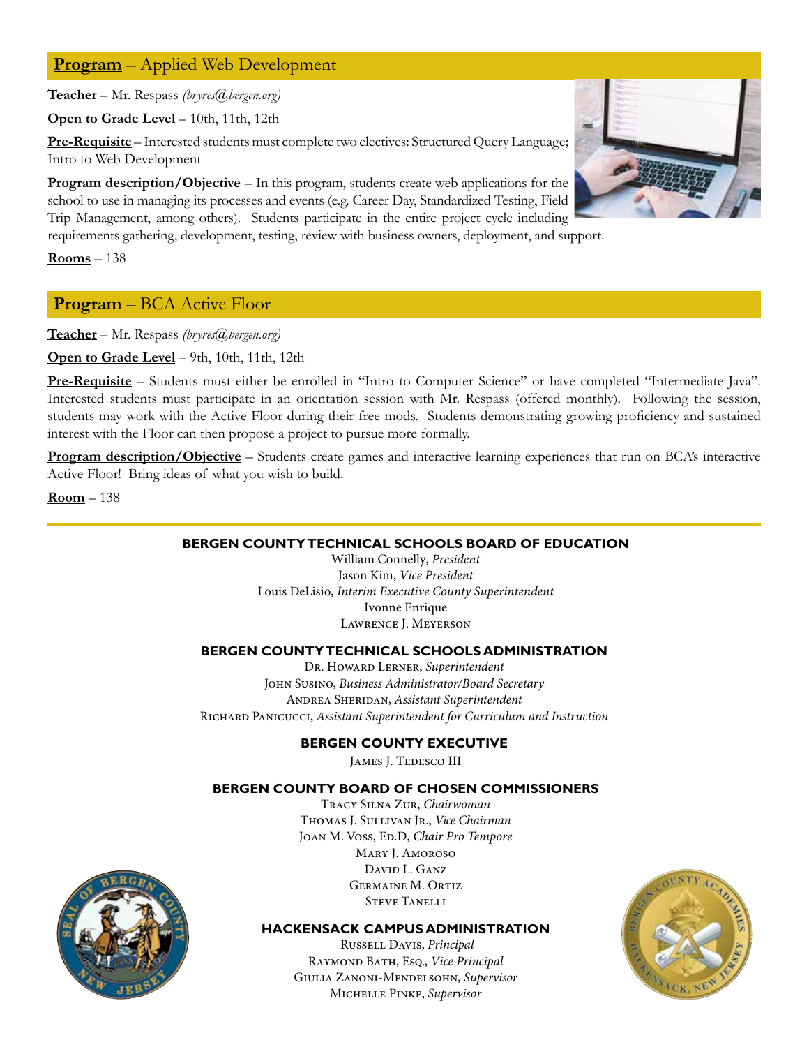## **Program** – Applied Web Development

**Teacher** – Mr. Respass *(bryres@bergen.org)*

**Open to Grade Level** – 10th, 11th, 12th

**Pre-Requisite** – Interested students must complete two electives: Structured Query Language; Intro to Web Development

**Program description/Objective** – In this program, students create web applications for the school to use in managing its processes and events (e.g. Career Day, Standardized Testing, Field Trip Management, among others). Students participate in the entire project cycle including requirements gathering, development, testing, review with business owners, deployment, and support.

**Rooms** – 138

## **Program** – BCA Active Floor

**Teacher** – Mr. Respass *(bryres@bergen.org)*

**Open to Grade Level** – 9th, 10th, 11th, 12th

**Pre-Requisite** – Students must either be enrolled in "Intro to Computer Science" or have completed "Intermediate Java". Interested students must participate in an orientation session with Mr. Respass (offered monthly). Following the session, students may work with the Active Floor during their free mods. Students demonstrating growing proficiency and sustained interest with the Floor can then propose a project to pursue more formally.

**Program description/Objective** – Students create games and interactive learning experiences that run on BCA's interactive Active Floor! Bring ideas of what you wish to build.

**Room** – 138

---

### BERGEN COUNTY TECHNICAL SCHOOLS BOARD OF EDUCATION

William Connelly, *President*
Jason Kim, *Vice President*
Louis DeLisio, *Interim Executive County Superintendent*
Ivonne Enrique
Lawrence J. Meyerson

### BERGEN COUNTY TECHNICAL SCHOOLS ADMINISTRATION

Dr. Howard Lerner, *Superintendent*
John Susino, *Business Administrator/Board Secretary*
Andrea Sheridan, *Assistant Superintendent*
Richard Panicucci, *Assistant Superintendent for Curriculum and Instruction*

### BERGEN COUNTY EXECUTIVE

James J. Tedesco III

### BERGEN COUNTY BOARD OF CHOSEN COMMISSIONERS

Tracy Silna Zur, *Chairwoman*
Thomas J. Sullivan Jr., *Vice Chairman*
Joan M. Voss, Ed.D, *Chair Pro Tempore*
Mary J. Amoroso
David L. Ganz
Germaine M. Ortiz
Steve Tanelli

### HACKENSACK CAMPUS ADMINISTRATION

Russell Davis, *Principal*
Raymond Bath, Esq., *Vice Principal*
Giulia Zanoni-Mendelsohn, *Supervisor*
Michelle Pinke, *Supervisor*